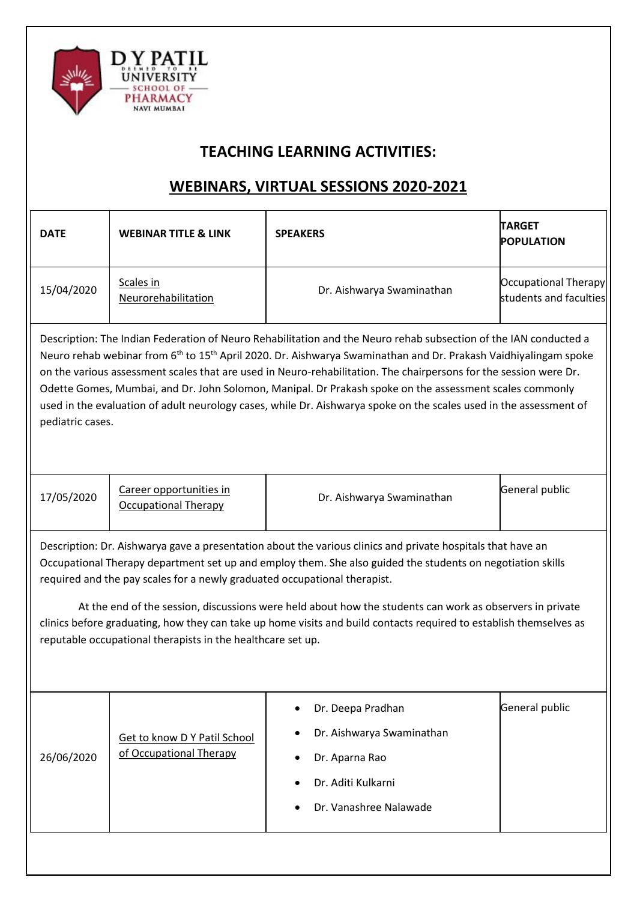D Y PATIL UNIVERSITY (DEEMED TO BE) SCHOOL OF PHARMACY NAVI MUMBAI

## TEACHING LEARNING ACTIVITIES:

## WEBINARS, VIRTUAL SESSIONS 2020-2021

| DATE | WEBINAR TITLE & LINK | SPEAKERS | TARGET POPULATION |
|---|---|---|---|
| 15/04/2020 | Scales in Neurorehabilitation | Dr. Aishwarya Swaminathan | Occupational Therapy students and faculties |
| Description: The Indian Federation of Neuro Rehabilitation and the Neuro rehab subsection of the IAN conducted a Neuro rehab webinar from 6th to 15th April 2020. Dr. Aishwarya Swaminathan and Dr. Prakash Vaidhiyalingam spoke on the various assessment scales that are used in Neuro-rehabilitation. The chairpersons for the session were Dr. Odette Gomes, Mumbai, and Dr. John Solomon, Manipal. Dr Prakash spoke on the assessment scales commonly used in the evaluation of adult neurology cases, while Dr. Aishwarya spoke on the scales used in the assessment of pediatric cases. | | | |
| 17/05/2020 | Career opportunities in Occupational Therapy | Dr. Aishwarya Swaminathan | General public |
| Description: Dr. Aishwarya gave a presentation about the various clinics and private hospitals that have an Occupational Therapy department set up and employ them. She also guided the students on negotiation skills required and the pay scales for a newly graduated occupational therapist. At the end of the session, discussions were held about how the students can work as observers in private clinics before graduating, how they can take up home visits and build contacts required to establish themselves as reputable occupational therapists in the healthcare set up. | | | |
| 26/06/2020 | Get to know D Y Patil School of Occupational Therapy | • Dr. Deepa Pradhan<br>• Dr. Aishwarya Swaminathan<br>• Dr. Aparna Rao<br>• Dr. Aditi Kulkarni<br>• Dr. Vanashree Nalawade | General public |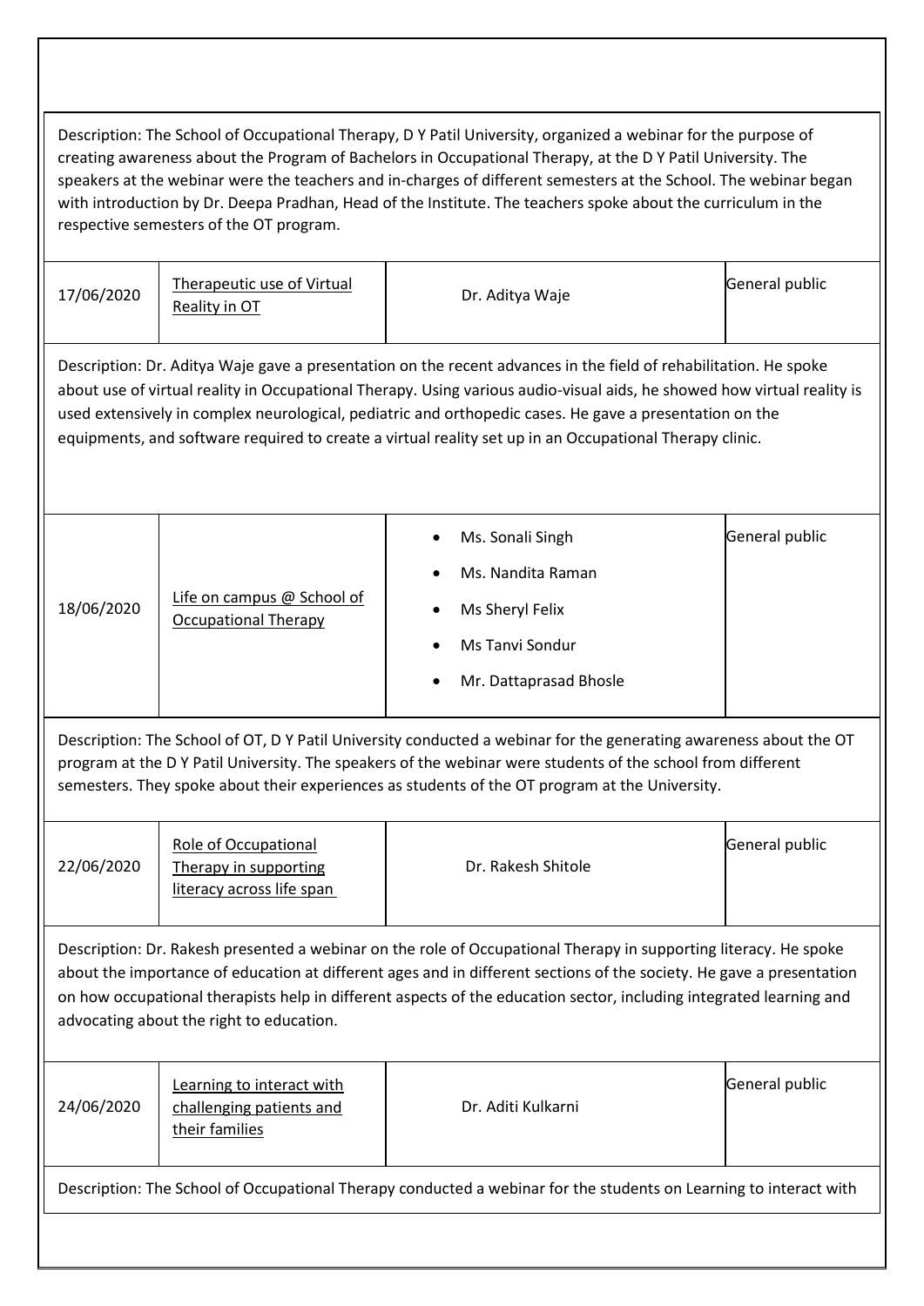| | | | |
|---|---|---|---|
| Description: The School of Occupational Therapy, D Y Patil University, organized a webinar for the purpose of creating awareness about the Program of Bachelors in Occupational Therapy, at the D Y Patil University. The speakers at the webinar were the teachers and in-charges of different semesters at the School. The webinar began with introduction by Dr. Deepa Pradhan, Head of the Institute. The teachers spoke about the curriculum in the respective semesters of the OT program. | | | |
| 17/06/2020 | Therapeutic use of Virtual Reality in OT | Dr. Aditya Waje | General public |
| Description: Dr. Aditya Waje gave a presentation on the recent advances in the field of rehabilitation. He spoke about use of virtual reality in Occupational Therapy. Using various audio-visual aids, he showed how virtual reality is used extensively in complex neurological, pediatric and orthopedic cases. He gave a presentation on the equipments, and software required to create a virtual reality set up in an Occupational Therapy clinic. | | | |
| 18/06/2020 | Life on campus @ School of Occupational Therapy | • Ms. Sonali Singh<br>• Ms. Nandita Raman<br>• Ms Sheryl Felix<br>• Ms Tanvi Sondur<br>• Mr. Dattaprasad Bhosle | General public |
| Description: The School of OT, D Y Patil University conducted a webinar for the generating awareness about the OT program at the D Y Patil University. The speakers of the webinar were students of the school from different semesters. They spoke about their experiences as students of the OT program at the University. | | | |
| 22/06/2020 | Role of Occupational Therapy in supporting literacy across life span | Dr. Rakesh Shitole | General public |
| Description: Dr. Rakesh presented a webinar on the role of Occupational Therapy in supporting literacy. He spoke about the importance of education at different ages and in different sections of the society. He gave a presentation on how occupational therapists help in different aspects of the education sector, including integrated learning and advocating about the right to education. | | | |
| 24/06/2020 | Learning to interact with challenging patients and their families | Dr. Aditi Kulkarni | General public |
| Description: The School of Occupational Therapy conducted a webinar for the students on Learning to interact with | | | |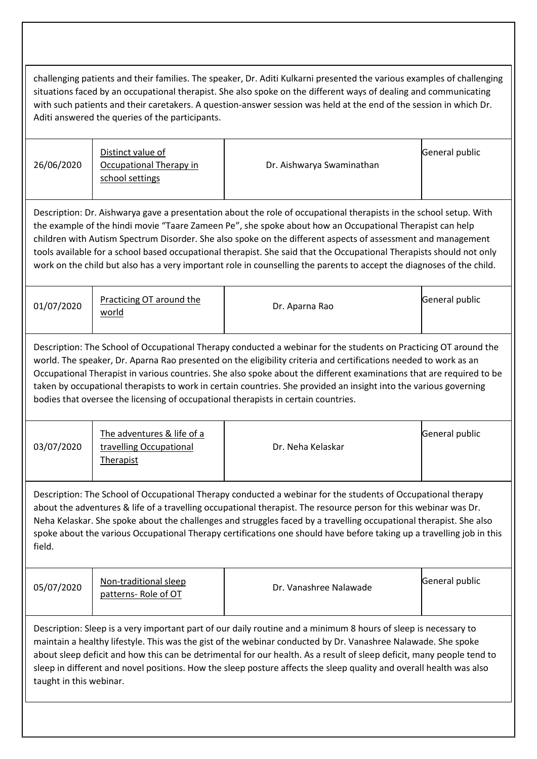challenging patients and their families. The speaker, Dr. Aditi Kulkarni presented the various examples of challenging situations faced by an occupational therapist. She also spoke on the different ways of dealing and communicating with such patients and their caretakers. A question-answer session was held at the end of the session in which Dr. Aditi answered the queries of the participants.

| 26/06/2020 | Distinct value of Occupational Therapy in school settings | Dr. Aishwarya Swaminathan | General public |
|---|---|---|---|

Description: Dr. Aishwarya gave a presentation about the role of occupational therapists in the school setup. With the example of the hindi movie “Taare Zameen Pe”, she spoke about how an Occupational Therapist can help children with Autism Spectrum Disorder. She also spoke on the different aspects of assessment and management tools available for a school based occupational therapist. She said that the Occupational Therapists should not only work on the child but also has a very important role in counselling the parents to accept the diagnoses of the child.

| 01/07/2020 | Practicing OT around the world | Dr. Aparna Rao | General public |
|---|---|---|---|

Description: The School of Occupational Therapy conducted a webinar for the students on Practicing OT around the world. The speaker, Dr. Aparna Rao presented on the eligibility criteria and certifications needed to work as an Occupational Therapist in various countries. She also spoke about the different examinations that are required to be taken by occupational therapists to work in certain countries. She provided an insight into the various governing bodies that oversee the licensing of occupational therapists in certain countries.

| 03/07/2020 | The adventures & life of a travelling Occupational Therapist | Dr. Neha Kelaskar | General public |
|---|---|---|---|

Description: The School of Occupational Therapy conducted a webinar for the students of Occupational therapy about the adventures & life of a travelling occupational therapist. The resource person for this webinar was Dr. Neha Kelaskar. She spoke about the challenges and struggles faced by a travelling occupational therapist. She also spoke about the various Occupational Therapy certifications one should have before taking up a travelling job in this field.

| 05/07/2020 | Non-traditional sleep patterns- Role of OT | Dr. Vanashree Nalawade | General public |
|---|---|---|---|

Description: Sleep is a very important part of our daily routine and a minimum 8 hours of sleep is necessary to maintain a healthy lifestyle. This was the gist of the webinar conducted by Dr. Vanashree Nalawade. She spoke about sleep deficit and how this can be detrimental for our health. As a result of sleep deficit, many people tend to sleep in different and novel positions. How the sleep posture affects the sleep quality and overall health was also taught in this webinar.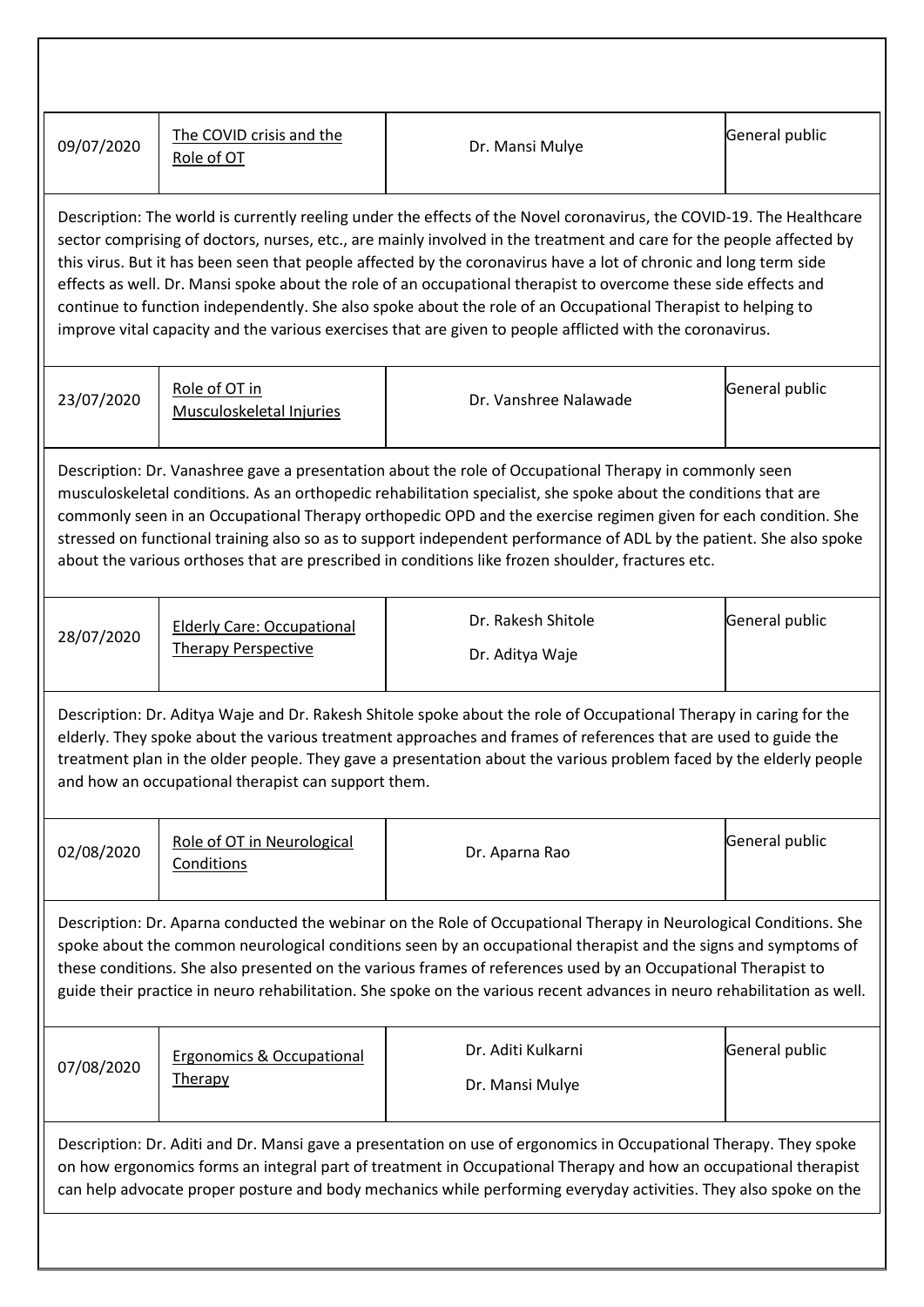| 09/07/2020 | The COVID crisis and the Role of OT | Dr. Mansi Mulye | General public |
|---|---|---|---|
| Description: The world is currently reeling under the effects of the Novel coronavirus, the COVID-19. The Healthcare sector comprising of doctors, nurses, etc., are mainly involved in the treatment and care for the people affected by this virus. But it has been seen that people affected by the coronavirus have a lot of chronic and long term side effects as well. Dr. Mansi spoke about the role of an occupational therapist to overcome these side effects and continue to function independently. She also spoke about the role of an Occupational Therapist to helping to improve vital capacity and the various exercises that are given to people afflicted with the coronavirus. | | | |
| 23/07/2020 | Role of OT in Musculoskeletal Injuries | Dr. Vanshree Nalawade | General public |
| Description: Dr. Vanashree gave a presentation about the role of Occupational Therapy in commonly seen musculoskeletal conditions. As an orthopedic rehabilitation specialist, she spoke about the conditions that are commonly seen in an Occupational Therapy orthopedic OPD and the exercise regimen given for each condition. She stressed on functional training also so as to support independent performance of ADL by the patient. She also spoke about the various orthoses that are prescribed in conditions like frozen shoulder, fractures etc. | | | |
| 28/07/2020 | Elderly Care: Occupational Therapy Perspective | Dr. Rakesh Shitole<br>Dr. Aditya Waje | General public |
| Description: Dr. Aditya Waje and Dr. Rakesh Shitole spoke about the role of Occupational Therapy in caring for the elderly. They spoke about the various treatment approaches and frames of references that are used to guide the treatment plan in the older people. They gave a presentation about the various problem faced by the elderly people and how an occupational therapist can support them. | | | |
| 02/08/2020 | Role of OT in Neurological Conditions | Dr. Aparna Rao | General public |
| Description: Dr. Aparna conducted the webinar on the Role of Occupational Therapy in Neurological Conditions. She spoke about the common neurological conditions seen by an occupational therapist and the signs and symptoms of these conditions. She also presented on the various frames of references used by an Occupational Therapist to guide their practice in neuro rehabilitation. She spoke on the various recent advances in neuro rehabilitation as well. | | | |
| 07/08/2020 | Ergonomics & Occupational Therapy | Dr. Aditi Kulkarni<br>Dr. Mansi Mulye | General public |
| Description: Dr. Aditi and Dr. Mansi gave a presentation on use of ergonomics in Occupational Therapy. They spoke on how ergonomics forms an integral part of treatment in Occupational Therapy and how an occupational therapist can help advocate proper posture and body mechanics while performing everyday activities. They also spoke on the | | | |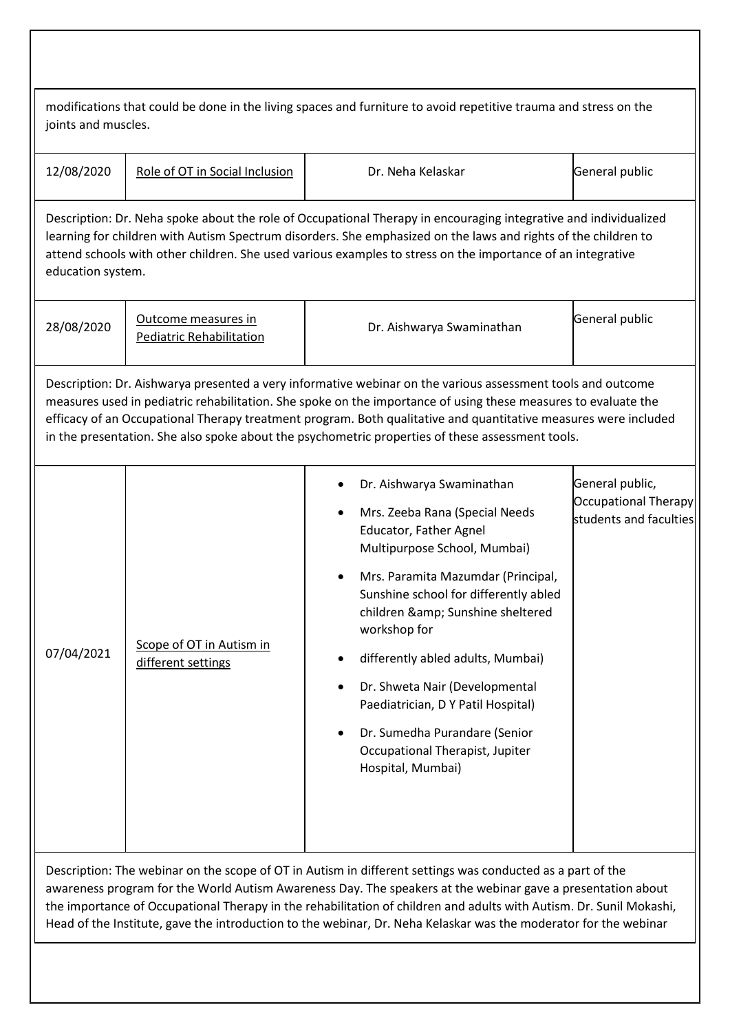| | | | |
|---|---|---|---|
| modifications that could be done in the living spaces and furniture to avoid repetitive trauma and stress on the joints and muscles. | | | |
| 12/08/2020 | Role of OT in Social Inclusion | Dr. Neha Kelaskar | General public |
| Description: Dr. Neha spoke about the role of Occupational Therapy in encouraging integrative and individualized learning for children with Autism Spectrum disorders. She emphasized on the laws and rights of the children to attend schools with other children. She used various examples to stress on the importance of an integrative education system. | | | |
| 28/08/2020 | Outcome measures in Pediatric Rehabilitation | Dr. Aishwarya Swaminathan | General public |
| Description: Dr. Aishwarya presented a very informative webinar on the various assessment tools and outcome measures used in pediatric rehabilitation. She spoke on the importance of using these measures to evaluate the efficacy of an Occupational Therapy treatment program. Both qualitative and quantitative measures were included in the presentation. She also spoke about the psychometric properties of these assessment tools. | | | |
| 07/04/2021 | Scope of OT in Autism in different settings | • Dr. Aishwarya Swaminathan<br>• Mrs. Zeeba Rana (Special Needs Educator, Father Agnel Multipurpose School, Mumbai)<br>• Mrs. Paramita Mazumdar (Principal, Sunshine school for differently abled children &amp; Sunshine sheltered workshop for<br>• differently abled adults, Mumbai)<br>• Dr. Shweta Nair (Developmental Paediatrician, D Y Patil Hospital)<br>• Dr. Sumedha Purandare (Senior Occupational Therapist, Jupiter Hospital, Mumbai) | General public, Occupational Therapy students and faculties |
| Description: The webinar on the scope of OT in Autism in different settings was conducted as a part of the awareness program for the World Autism Awareness Day. The speakers at the webinar gave a presentation about the importance of Occupational Therapy in the rehabilitation of children and adults with Autism. Dr. Sunil Mokashi, Head of the Institute, gave the introduction to the webinar, Dr. Neha Kelaskar was the moderator for the webinar | | | |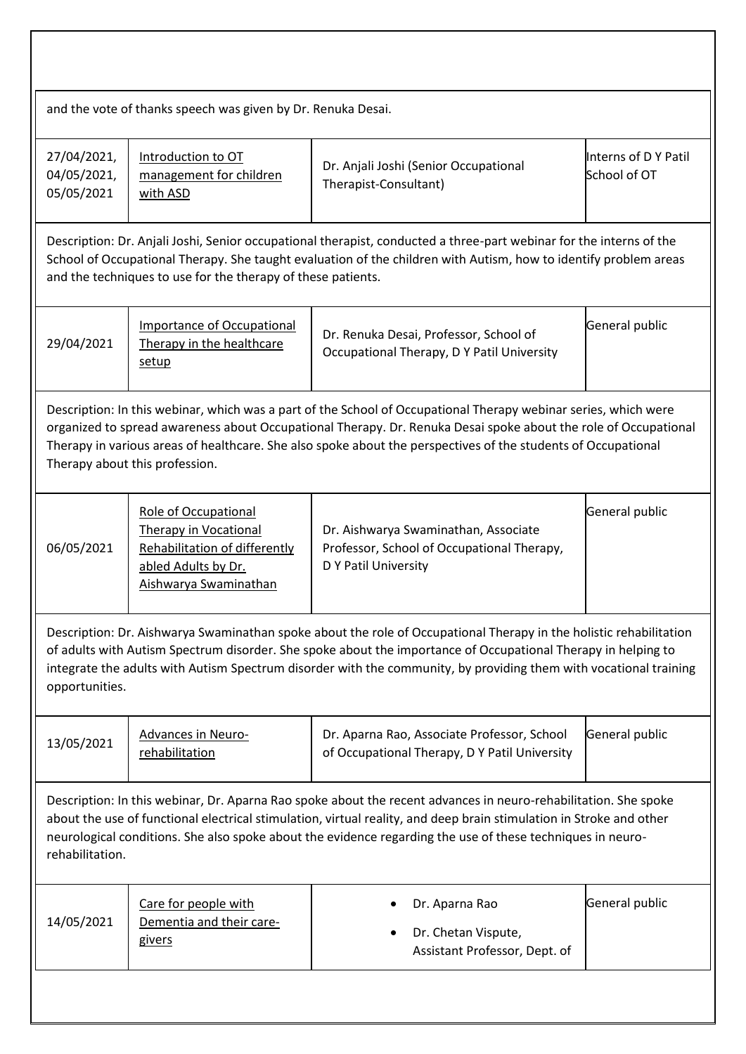| | | | |
|---|---|---|---|
| and the vote of thanks speech was given by Dr. Renuka Desai. | | | |
| 27/04/2021, 04/05/2021, 05/05/2021 | Introduction to OT management for children with ASD | Dr. Anjali Joshi (Senior Occupational Therapist-Consultant) | Interns of D Y Patil School of OT |
| Description: Dr. Anjali Joshi, Senior occupational therapist, conducted a three-part webinar for the interns of the School of Occupational Therapy. She taught evaluation of the children with Autism, how to identify problem areas and the techniques to use for the therapy of these patients. | | | |
| 29/04/2021 | Importance of Occupational Therapy in the healthcare setup | Dr. Renuka Desai, Professor, School of Occupational Therapy, D Y Patil University | General public |
| Description: In this webinar, which was a part of the School of Occupational Therapy webinar series, which were organized to spread awareness about Occupational Therapy. Dr. Renuka Desai spoke about the role of Occupational Therapy in various areas of healthcare. She also spoke about the perspectives of the students of Occupational Therapy about this profession. | | | |
| 06/05/2021 | Role of Occupational Therapy in Vocational Rehabilitation of differently abled Adults by Dr. Aishwarya Swaminathan | Dr. Aishwarya Swaminathan, Associate Professor, School of Occupational Therapy, D Y Patil University | General public |
| Description: Dr. Aishwarya Swaminathan spoke about the role of Occupational Therapy in the holistic rehabilitation of adults with Autism Spectrum disorder. She spoke about the importance of Occupational Therapy in helping to integrate the adults with Autism Spectrum disorder with the community, by providing them with vocational training opportunities. | | | |
| 13/05/2021 | Advances in Neuro-rehabilitation | Dr. Aparna Rao, Associate Professor, School of Occupational Therapy, D Y Patil University | General public |
| Description: In this webinar, Dr. Aparna Rao spoke about the recent advances in neuro-rehabilitation. She spoke about the use of functional electrical stimulation, virtual reality, and deep brain stimulation in Stroke and other neurological conditions. She also spoke about the evidence regarding the use of these techniques in neuro-rehabilitation. | | | |
| 14/05/2021 | Care for people with Dementia and their care-givers | • Dr. Aparna Rao<br>• Dr. Chetan Vispute, Assistant Professor, Dept. of | General public |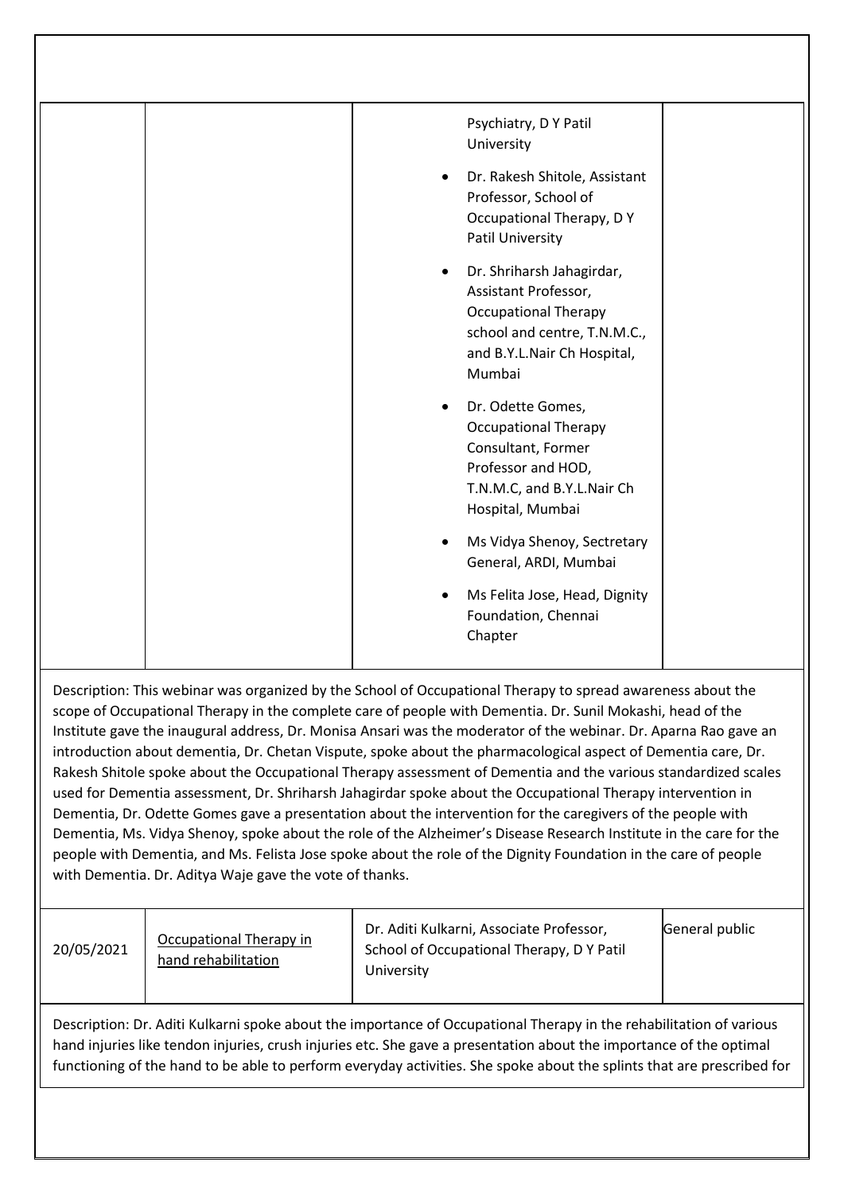| | | Psychiatry, D Y Patil University<br>• Dr. Rakesh Shitole, Assistant Professor, School of Occupational Therapy, D Y Patil University<br>• Dr. Shriharsh Jahagirdar, Assistant Professor, Occupational Therapy school and centre, T.N.M.C., and B.Y.L.Nair Ch Hospital, Mumbai<br>• Dr. Odette Gomes, Occupational Therapy Consultant, Former Professor and HOD, T.N.M.C, and B.Y.L.Nair Ch Hospital, Mumbai<br>• Ms Vidya Shenoy, Sectretary General, ARDI, Mumbai<br>• Ms Felita Jose, Head, Dignity Foundation, Chennai Chapter | |
|---|---|---|---|

Description: This webinar was organized by the School of Occupational Therapy to spread awareness about the scope of Occupational Therapy in the complete care of people with Dementia. Dr. Sunil Mokashi, head of the Institute gave the inaugural address, Dr. Monisa Ansari was the moderator of the webinar. Dr. Aparna Rao gave an introduction about dementia, Dr. Chetan Vispute, spoke about the pharmacological aspect of Dementia care, Dr. Rakesh Shitole spoke about the Occupational Therapy assessment of Dementia and the various standardized scales used for Dementia assessment, Dr. Shriharsh Jahagirdar spoke about the Occupational Therapy intervention in Dementia, Dr. Odette Gomes gave a presentation about the intervention for the caregivers of the people with Dementia, Ms. Vidya Shenoy, spoke about the role of the Alzheimer's Disease Research Institute in the care for the people with Dementia, and Ms. Felista Jose spoke about the role of the Dignity Foundation in the care of people with Dementia. Dr. Aditya Waje gave the vote of thanks.

| 20/05/2021 | Occupational Therapy in hand rehabilitation | Dr. Aditi Kulkarni, Associate Professor, School of Occupational Therapy, D Y Patil University | General public |
|---|---|---|---|

Description: Dr. Aditi Kulkarni spoke about the importance of Occupational Therapy in the rehabilitation of various hand injuries like tendon injuries, crush injuries etc. She gave a presentation about the importance of the optimal functioning of the hand to be able to perform everyday activities. She spoke about the splints that are prescribed for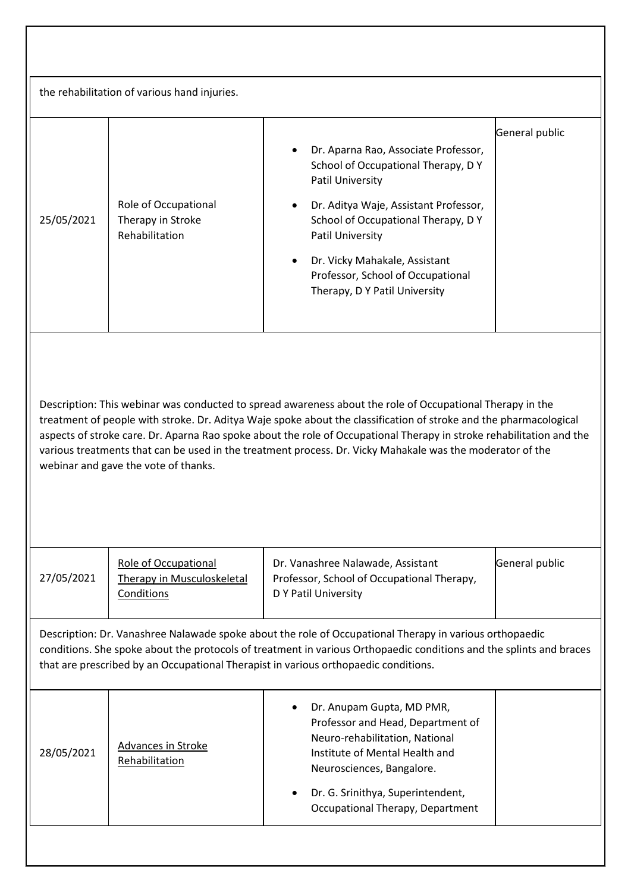the rehabilitation of various hand injuries.

| | | | |
|---|---|---|---|
| 25/05/2021 | Role of Occupational Therapy in Stroke Rehabilitation | • Dr. Aparna Rao, Associate Professor, School of Occupational Therapy, D Y Patil University<br>• Dr. Aditya Waje, Assistant Professor, School of Occupational Therapy, D Y Patil University<br>• Dr. Vicky Mahakale, Assistant Professor, School of Occupational Therapy, D Y Patil University | General public |

Description: This webinar was conducted to spread awareness about the role of Occupational Therapy in the treatment of people with stroke. Dr. Aditya Waje spoke about the classification of stroke and the pharmacological aspects of stroke care. Dr. Aparna Rao spoke about the role of Occupational Therapy in stroke rehabilitation and the various treatments that can be used in the treatment process. Dr. Vicky Mahakale was the moderator of the webinar and gave the vote of thanks.

| | | | |
|---|---|---|---|
| 27/05/2021 | Role of Occupational Therapy in Musculoskeletal Conditions | Dr. Vanashree Nalawade, Assistant Professor, School of Occupational Therapy, D Y Patil University | General public |

Description: Dr. Vanashree Nalawade spoke about the role of Occupational Therapy in various orthopaedic conditions. She spoke about the protocols of treatment in various Orthopaedic conditions and the splints and braces that are prescribed by an Occupational Therapist in various orthopaedic conditions.

| | | | |
|---|---|---|---|
| 28/05/2021 | Advances in Stroke Rehabilitation | • Dr. Anupam Gupta, MD PMR, Professor and Head, Department of Neuro-rehabilitation, National Institute of Mental Health and Neurosciences, Bangalore.<br>• Dr. G. Srinithya, Superintendent, Occupational Therapy, Department | |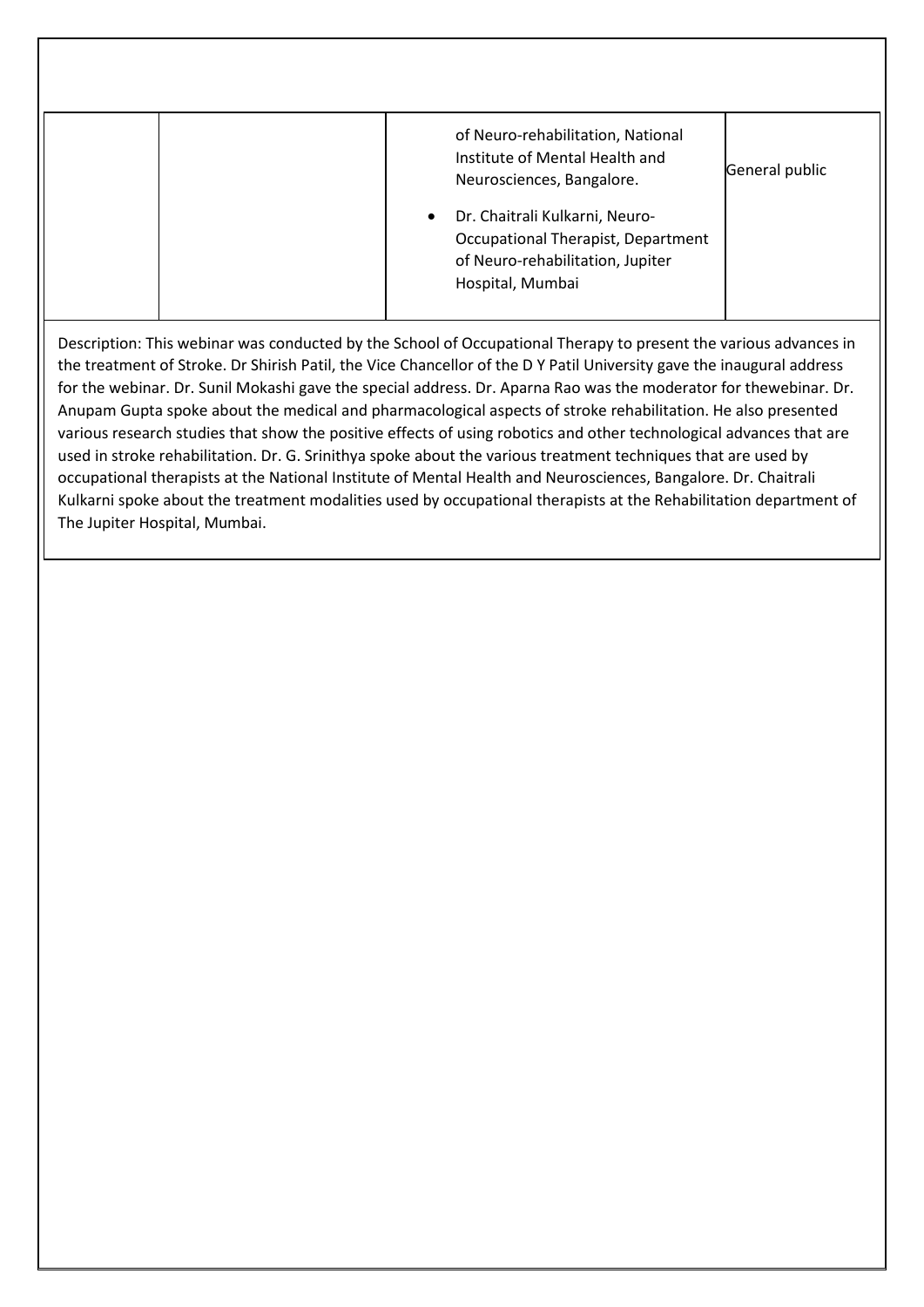| | | | |
|---|---|---|---|
| | | of Neuro-rehabilitation, National Institute of Mental Health and Neurosciences, Bangalore.<br><br>• Dr. Chaitrali Kulkarni, Neuro-Occupational Therapist, Department of Neuro-rehabilitation, Jupiter Hospital, Mumbai | General public |

Description: This webinar was conducted by the School of Occupational Therapy to present the various advances in the treatment of Stroke. Dr Shirish Patil, the Vice Chancellor of the D Y Patil University gave the inaugural address for the webinar. Dr. Sunil Mokashi gave the special address. Dr. Aparna Rao was the moderator for thewebinar. Dr. Anupam Gupta spoke about the medical and pharmacological aspects of stroke rehabilitation. He also presented various research studies that show the positive effects of using robotics and other technological advances that are used in stroke rehabilitation. Dr. G. Srinithya spoke about the various treatment techniques that are used by occupational therapists at the National Institute of Mental Health and Neurosciences, Bangalore. Dr. Chaitrali Kulkarni spoke about the treatment modalities used by occupational therapists at the Rehabilitation department of The Jupiter Hospital, Mumbai.